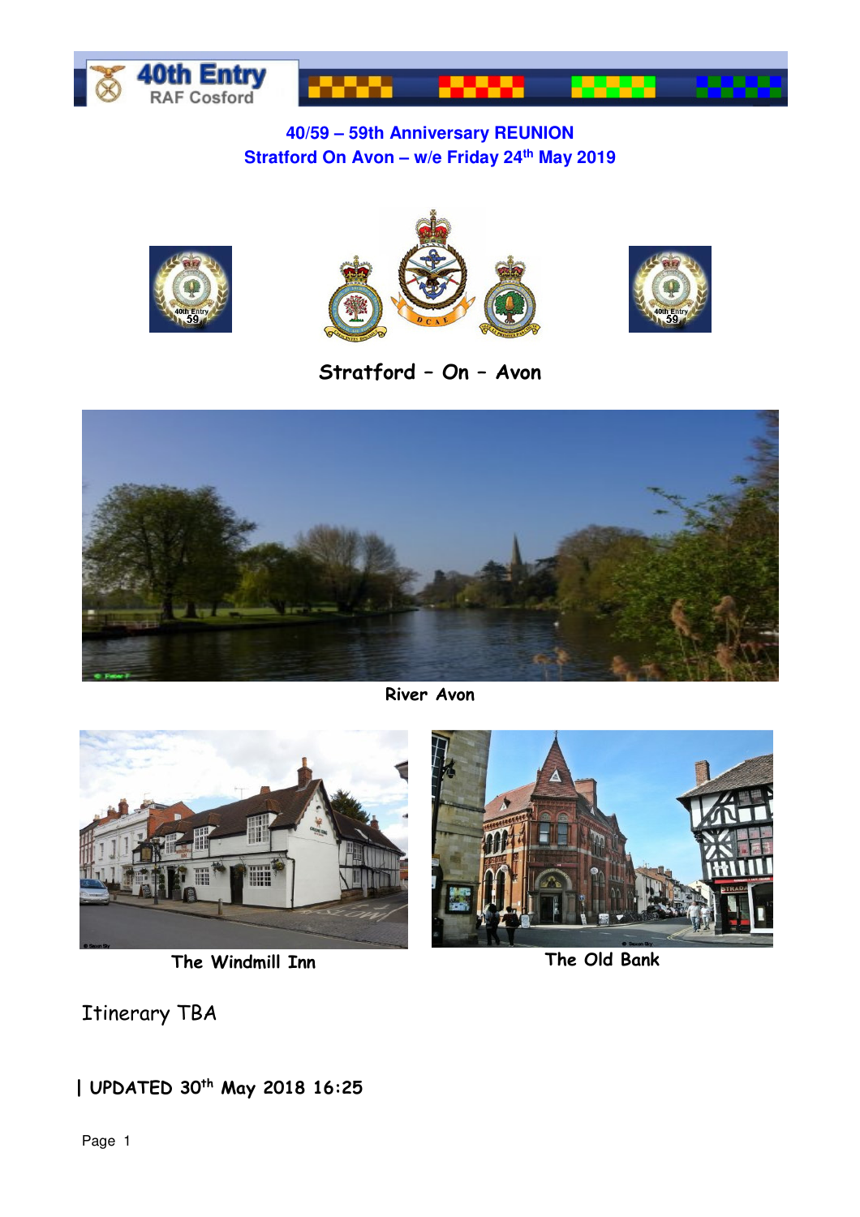40th Entry RAF Cosford

# 40/59 – 59th Anniversary REUNION
## Stratford On Avon – w/e Friday 24th May 2019

Stratford – On – Avon

River Avon

The Windmill Inn

The Old Bank

Itinerary TBA

| UPDATED 30th May 2018 16:25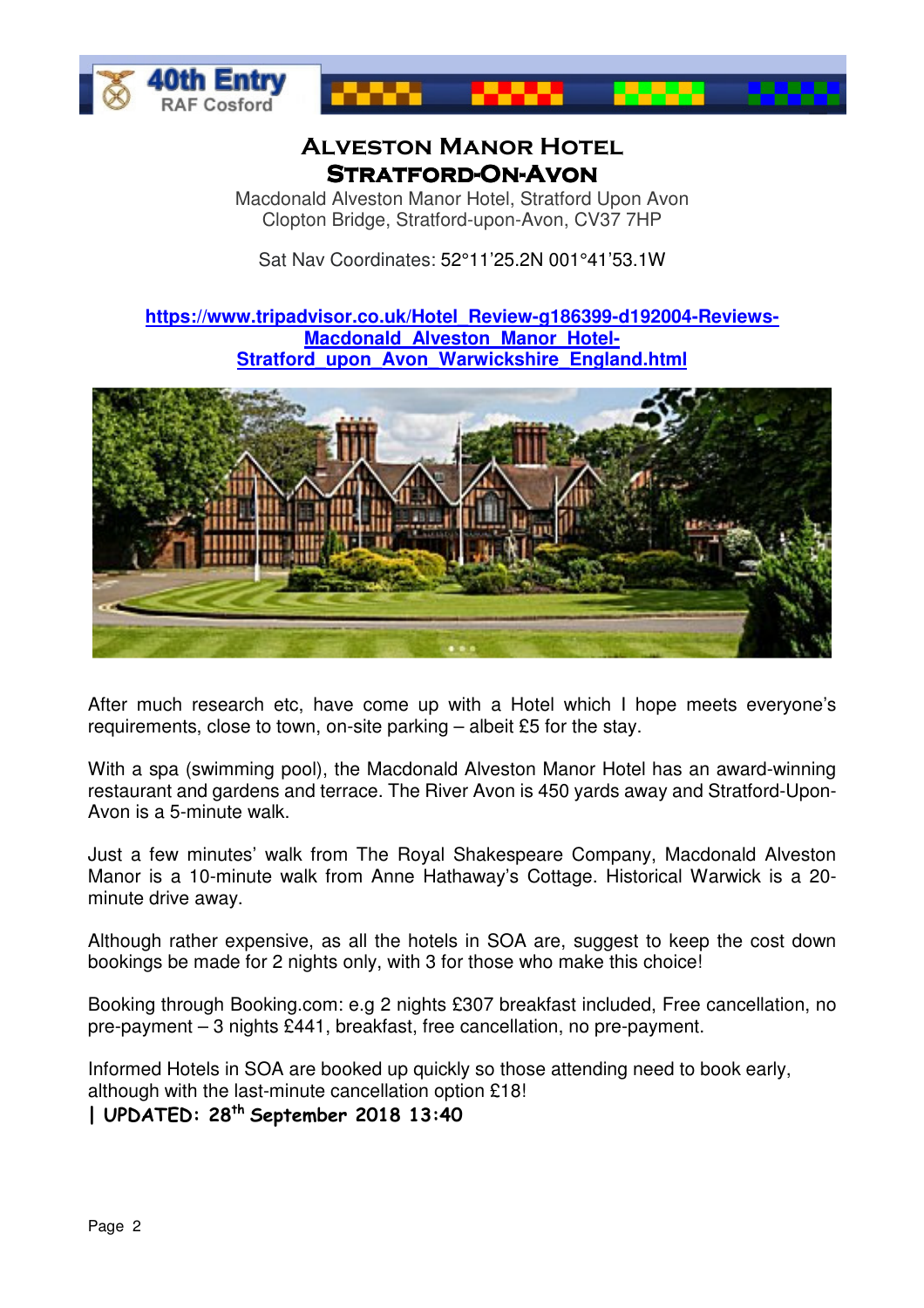# Alveston Manor Hotel
## Stratford-On-Avon

Macdonald Alveston Manor Hotel, Stratford Upon Avon
Clopton Bridge, Stratford-upon-Avon, CV37 7HP

Sat Nav Coordinates: 52°11'25.2N 001°41'53.1W

**https://www.tripadvisor.co.uk/Hotel_Review-g186399-d192004-Reviews-Macdonald_Alveston_Manor_Hotel-Stratford_upon_Avon_Warwickshire_England.html**

After much research etc, have come up with a Hotel which I hope meets everyone's requirements, close to town, on-site parking – albeit £5 for the stay.

With a spa (swimming pool), the Macdonald Alveston Manor Hotel has an award-winning restaurant and gardens and terrace. The River Avon is 450 yards away and Stratford-Upon-Avon is a 5-minute walk.

Just a few minutes' walk from The Royal Shakespeare Company, Macdonald Alveston Manor is a 10-minute walk from Anne Hathaway's Cottage. Historical Warwick is a 20-minute drive away.

Although rather expensive, as all the hotels in SOA are, suggest to keep the cost down bookings be made for 2 nights only, with 3 for those who make this choice!

Booking through Booking.com: e.g 2 nights £307 breakfast included, Free cancellation, no pre-payment – 3 nights £441, breakfast, free cancellation, no pre-payment.

Informed Hotels in SOA are booked up quickly so those attending need to book early, although with the last-minute cancellation option £18!

**| UPDATED: 28th September 2018 13:40**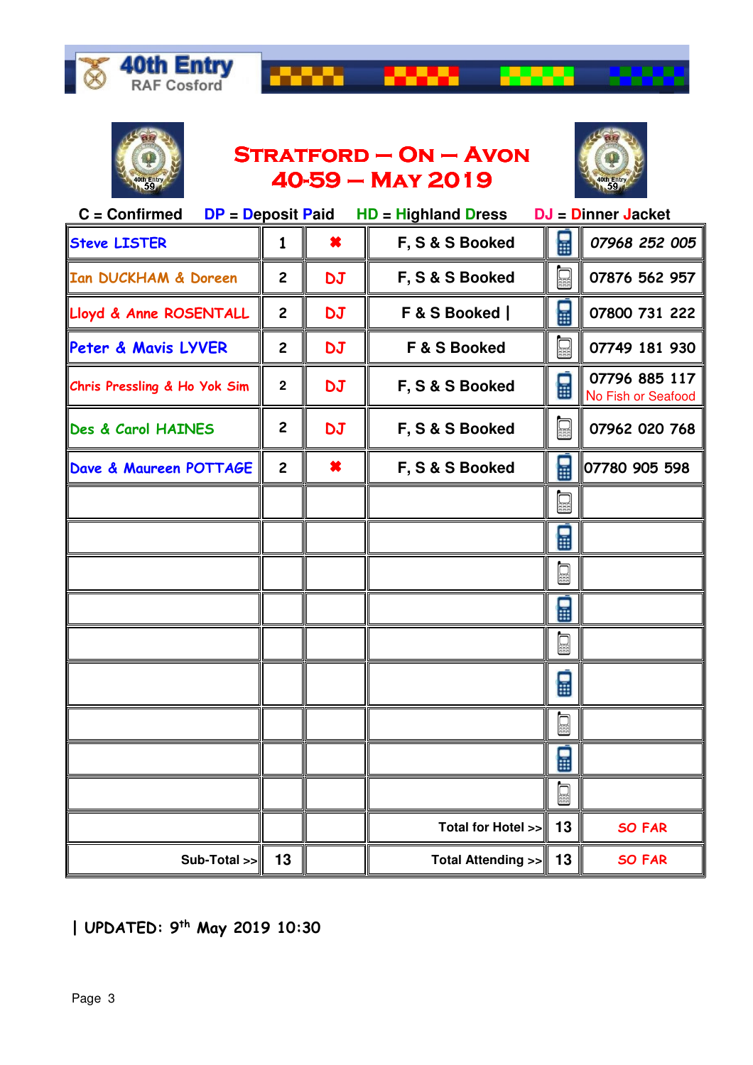40th Entry
RAF Cosford

# STRATFORD – ON – AVON
## 40-59 – MAY 2019

C = Confirmed  DP = Deposit Paid  HD = Highland Dress  DJ = Dinner Jacket

| | | | | | |
|---|---|---|---|---|---|
| Steve LISTER | 1 | ✖ | F, S & S Booked | | 07968 252 005 |
| Ian DUCKHAM & Doreen | 2 | DJ | F, S & S Booked | | 07876 562 957 |
| Lloyd & Anne ROSENTALL | 2 | DJ | F & S Booked \| | | 07800 731 222 |
| Peter & Mavis LYVER | 2 | DJ | F & S Booked | | 07749 181 930 |
| Chris Pressling & Ho Yok Sim | 2 | DJ | F, S & S Booked | | 07796 885 117 No Fish or Seafood |
| Des & Carol HAINES | 2 | DJ | F, S & S Booked | | 07962 020 768 |
| Dave & Maureen POTTAGE | 2 | ✖ | F, S & S Booked | | 07780 905 598 |
| | | | | | |
| | | | | | |
| | | | | | |
| | | | | | |
| | | | | | |
| | | | | | |
| | | | | | |
| | | | | | |
| | | | | | |
| | | | Total for Hotel >> | 13 | SO FAR |
| Sub-Total >> | 13 | | Total Attending >> | 13 | SO FAR |

| UPDATED: 9th May 2019 10:30